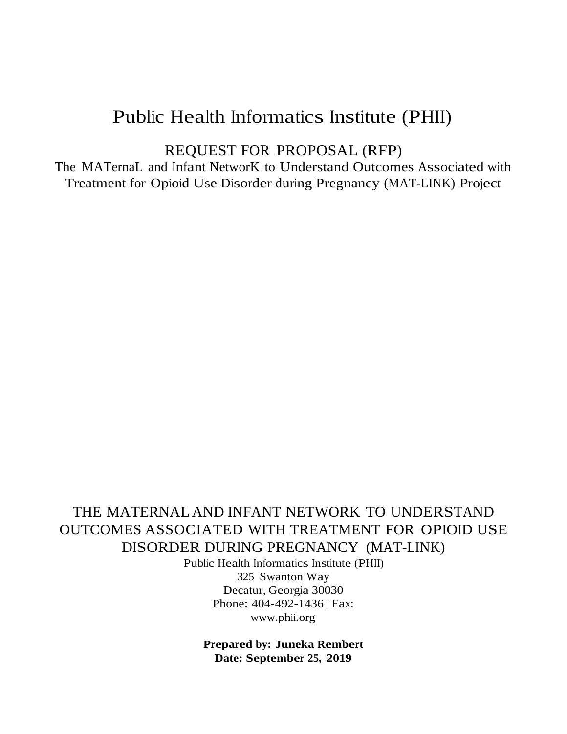# Public Health Informatics Institute (PHII)

REQUEST FOR PROPOSAL (RFP)

The MATernaL and Infant NetworK to Understand Outcomes Associated with Treatment for Opioid Use Disorder during Pregnancy (MAT-LINK) Project

THE MATERNAL AND INFANT NETWORK TO UNDERSTAND OUTCOMES ASSOCIATED WITH TREATMENT FOR OPIOID USE DISORDER DURING PREGNANCY (MAT-LINK)

Public Health Informatics Institute (PHII)
325 Swanton Way
Decatur, Georgia 30030
Phone: 404-492-1436 | Fax:
www.phii.org

**Prepared by: Juneka Rembert**
**Date: September 25, 2019**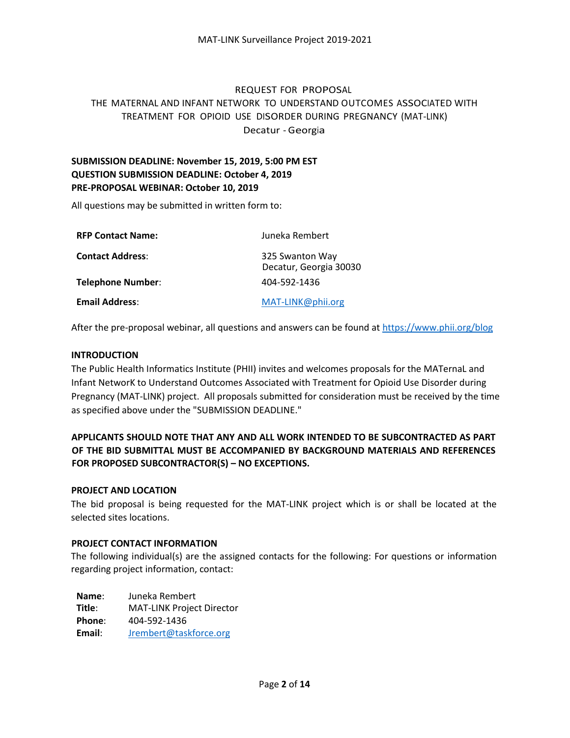# REQUEST FOR PROPOSAL

## THE MATERNAL AND INFANT NETWORK TO UNDERSTAND OUTCOMES ASSOCIATED WITH TREATMENT FOR OPIOID USE DISORDER DURING PREGNANCY (MAT-LINK)

Decatur - Georgia

**SUBMISSION DEADLINE: November 15, 2019, 5:00 PM EST**
**QUESTION SUBMISSION DEADLINE: October 4, 2019**
**PRE-PROPOSAL WEBINAR: October 10, 2019**

All questions may be submitted in written form to:

| | |
|---|---|
| **RFP Contact Name:** | Juneka Rembert |
| **Contact Address**: | 325 Swanton Way<br>Decatur, Georgia 30030 |
| **Telephone Number**: | 404-592-1436 |
| **Email Address**: | MAT-LINK@phii.org |

After the pre-proposal webinar, all questions and answers can be found at https://www.phii.org/blog

### INTRODUCTION

The Public Health Informatics Institute (PHII) invites and welcomes proposals for the MATernaL and Infant NetworK to Understand Outcomes Associated with Treatment for Opioid Use Disorder during Pregnancy (MAT-LINK) project. All proposals submitted for consideration must be received by the time as specified above under the "SUBMISSION DEADLINE."

**APPLICANTS SHOULD NOTE THAT ANY AND ALL WORK INTENDED TO BE SUBCONTRACTED AS PART OF THE BID SUBMITTAL MUST BE ACCOMPANIED BY BACKGROUND MATERIALS AND REFERENCES FOR PROPOSED SUBCONTRACTOR(S) – NO EXCEPTIONS.**

### PROJECT AND LOCATION

The bid proposal is being requested for the MAT-LINK project which is or shall be located at the selected sites locations.

### PROJECT CONTACT INFORMATION

The following individual(s) are the assigned contacts for the following: For questions or information regarding project information, contact:

| | |
|---|---|
| **Name**: | Juneka Rembert |
| **Title**: | MAT-LINK Project Director |
| **Phone**: | 404-592-1436 |
| **Email**: | Jrembert@taskforce.org |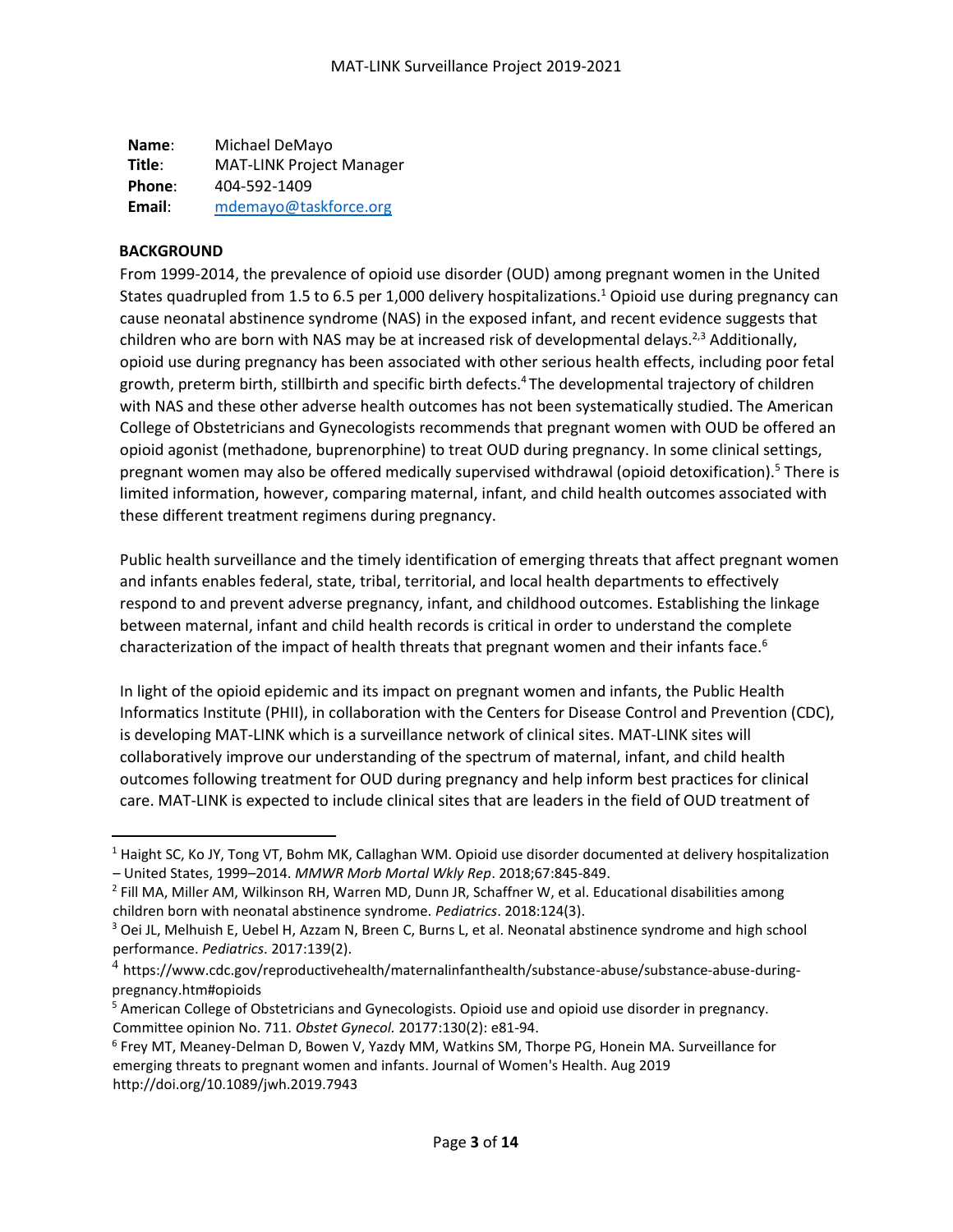**Name**: Michael DeMayo
**Title**: MAT-LINK Project Manager
**Phone**: 404-592-1409
**Email**: [mdemayo@taskforce.org](mailto:mdemayo@taskforce.org)

## BACKGROUND

From 1999-2014, the prevalence of opioid use disorder (OUD) among pregnant women in the United States quadrupled from 1.5 to 6.5 per 1,000 delivery hospitalizations.[1] Opioid use during pregnancy can cause neonatal abstinence syndrome (NAS) in the exposed infant, and recent evidence suggests that children who are born with NAS may be at increased risk of developmental delays.[2,3] Additionally, opioid use during pregnancy has been associated with other serious health effects, including poor fetal growth, preterm birth, stillbirth and specific birth defects.[4] The developmental trajectory of children with NAS and these other adverse health outcomes has not been systematically studied. The American College of Obstetricians and Gynecologists recommends that pregnant women with OUD be offered an opioid agonist (methadone, buprenorphine) to treat OUD during pregnancy. In some clinical settings, pregnant women may also be offered medically supervised withdrawal (opioid detoxification).[5] There is limited information, however, comparing maternal, infant, and child health outcomes associated with these different treatment regimens during pregnancy.

Public health surveillance and the timely identification of emerging threats that affect pregnant women and infants enables federal, state, tribal, territorial, and local health departments to effectively respond to and prevent adverse pregnancy, infant, and childhood outcomes. Establishing the linkage between maternal, infant and child health records is critical in order to understand the complete characterization of the impact of health threats that pregnant women and their infants face.[6]

In light of the opioid epidemic and its impact on pregnant women and infants, the Public Health Informatics Institute (PHII), in collaboration with the Centers for Disease Control and Prevention (CDC), is developing MAT-LINK which is a surveillance network of clinical sites. MAT-LINK sites will collaboratively improve our understanding of the spectrum of maternal, infant, and child health outcomes following treatment for OUD during pregnancy and help inform best practices for clinical care. MAT-LINK is expected to include clinical sites that are leaders in the field of OUD treatment of

---

[1] Haight SC, Ko JY, Tong VT, Bohm MK, Callaghan WM. Opioid use disorder documented at delivery hospitalization – United States, 1999–2014. *MMWR Morb Mortal Wkly Rep*. 2018;67:845-849.

[2] Fill MA, Miller AM, Wilkinson RH, Warren MD, Dunn JR, Schaffner W, et al. Educational disabilities among children born with neonatal abstinence syndrome. *Pediatrics*. 2018:124(3).

[3] Oei JL, Melhuish E, Uebel H, Azzam N, Breen C, Burns L, et al. Neonatal abstinence syndrome and high school performance. *Pediatrics*. 2017:139(2).

[4] https://www.cdc.gov/reproductivehealth/maternalinfanthealth/substance-abuse/substance-abuse-during-pregnancy.htm#opioids

[5] American College of Obstetricians and Gynecologists. Opioid use and opioid use disorder in pregnancy. Committee opinion No. 711. *Obstet Gynecol.* 20177:130(2): e81-94.

[6] Frey MT, Meaney-Delman D, Bowen V, Yazdy MM, Watkins SM, Thorpe PG, Honein MA. Surveillance for emerging threats to pregnant women and infants. Journal of Women's Health. Aug 2019 http://doi.org/10.1089/jwh.2019.7943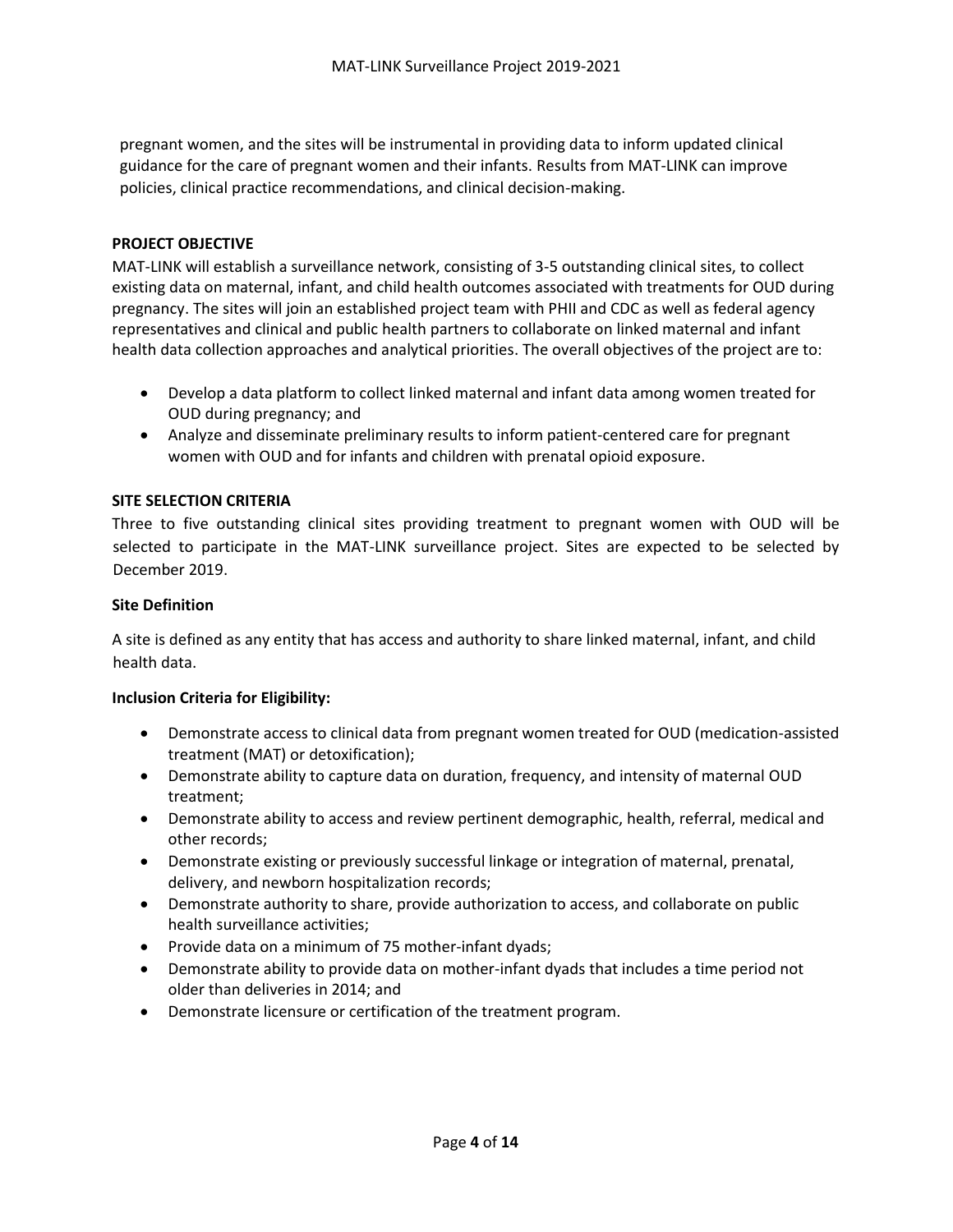pregnant women, and the sites will be instrumental in providing data to inform updated clinical guidance for the care of pregnant women and their infants. Results from MAT-LINK can improve policies, clinical practice recommendations, and clinical decision-making.

## PROJECT OBJECTIVE

MAT-LINK will establish a surveillance network, consisting of 3-5 outstanding clinical sites, to collect existing data on maternal, infant, and child health outcomes associated with treatments for OUD during pregnancy. The sites will join an established project team with PHII and CDC as well as federal agency representatives and clinical and public health partners to collaborate on linked maternal and infant health data collection approaches and analytical priorities. The overall objectives of the project are to:

- Develop a data platform to collect linked maternal and infant data among women treated for OUD during pregnancy; and
- Analyze and disseminate preliminary results to inform patient-centered care for pregnant women with OUD and for infants and children with prenatal opioid exposure.

## SITE SELECTION CRITERIA

Three to five outstanding clinical sites providing treatment to pregnant women with OUD will be selected to participate in the MAT-LINK surveillance project. Sites are expected to be selected by December 2019.

### Site Definition

A site is defined as any entity that has access and authority to share linked maternal, infant, and child health data.

### Inclusion Criteria for Eligibility:

- Demonstrate access to clinical data from pregnant women treated for OUD (medication-assisted treatment (MAT) or detoxification);
- Demonstrate ability to capture data on duration, frequency, and intensity of maternal OUD treatment;
- Demonstrate ability to access and review pertinent demographic, health, referral, medical and other records;
- Demonstrate existing or previously successful linkage or integration of maternal, prenatal, delivery, and newborn hospitalization records;
- Demonstrate authority to share, provide authorization to access, and collaborate on public health surveillance activities;
- Provide data on a minimum of 75 mother-infant dyads;
- Demonstrate ability to provide data on mother-infant dyads that includes a time period not older than deliveries in 2014; and
- Demonstrate licensure or certification of the treatment program.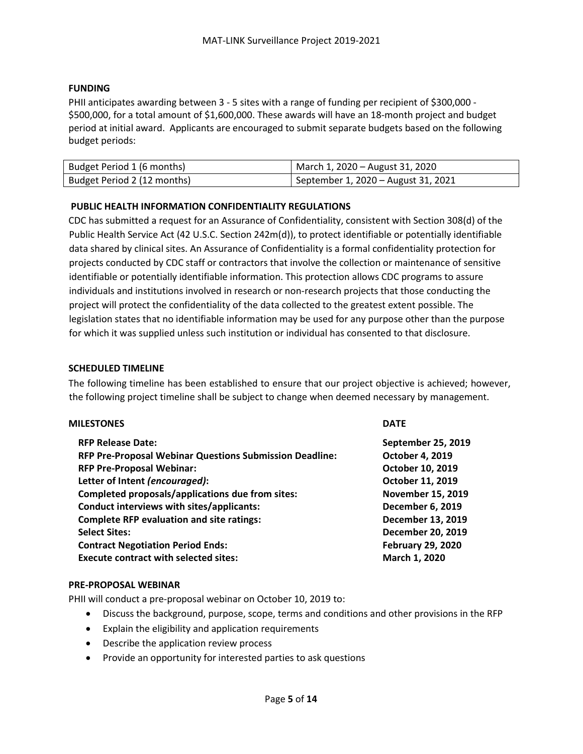## FUNDING

PHII anticipates awarding between 3 - 5 sites with a range of funding per recipient of $300,000 - $500,000, for a total amount of $1,600,000. These awards will have an 18-month project and budget period at initial award. Applicants are encouraged to submit separate budgets based on the following budget periods:

| Budget Period 1 (6 months) | March 1, 2020 – August 31, 2020 |
|---|---|
| Budget Period 2 (12 months) | September 1, 2020 – August 31, 2021 |

## PUBLIC HEALTH INFORMATION CONFIDENTIALITY REGULATIONS

CDC has submitted a request for an Assurance of Confidentiality, consistent with Section 308(d) of the Public Health Service Act (42 U.S.C. Section 242m(d)), to protect identifiable or potentially identifiable data shared by clinical sites. An Assurance of Confidentiality is a formal confidentiality protection for projects conducted by CDC staff or contractors that involve the collection or maintenance of sensitive identifiable or potentially identifiable information. This protection allows CDC programs to assure individuals and institutions involved in research or non-research projects that those conducting the project will protect the confidentiality of the data collected to the greatest extent possible. The legislation states that no identifiable information may be used for any purpose other than the purpose for which it was supplied unless such institution or individual has consented to that disclosure.

## SCHEDULED TIMELINE

The following timeline has been established to ensure that our project objective is achieved; however, the following project timeline shall be subject to change when deemed necessary by management.

| MILESTONES | DATE |
|---|---|
| **RFP Release Date:** | **September 25, 2019** |
| **RFP Pre-Proposal Webinar Questions Submission Deadline:** | **October 4, 2019** |
| **RFP Pre-Proposal Webinar:** | **October 10, 2019** |
| **Letter of Intent *(encouraged)*:** | **October 11, 2019** |
| **Completed proposals/applications due from sites:** | **November 15, 2019** |
| **Conduct interviews with sites/applicants:** | **December 6, 2019** |
| **Complete RFP evaluation and site ratings:** | **December 13, 2019** |
| **Select Sites:** | **December 20, 2019** |
| **Contract Negotiation Period Ends:** | **February 29, 2020** |
| **Execute contract with selected sites:** | **March 1, 2020** |

## PRE-PROPOSAL WEBINAR

PHII will conduct a pre-proposal webinar on October 10, 2019 to:

- Discuss the background, purpose, scope, terms and conditions and other provisions in the RFP
- Explain the eligibility and application requirements
- Describe the application review process
- Provide an opportunity for interested parties to ask questions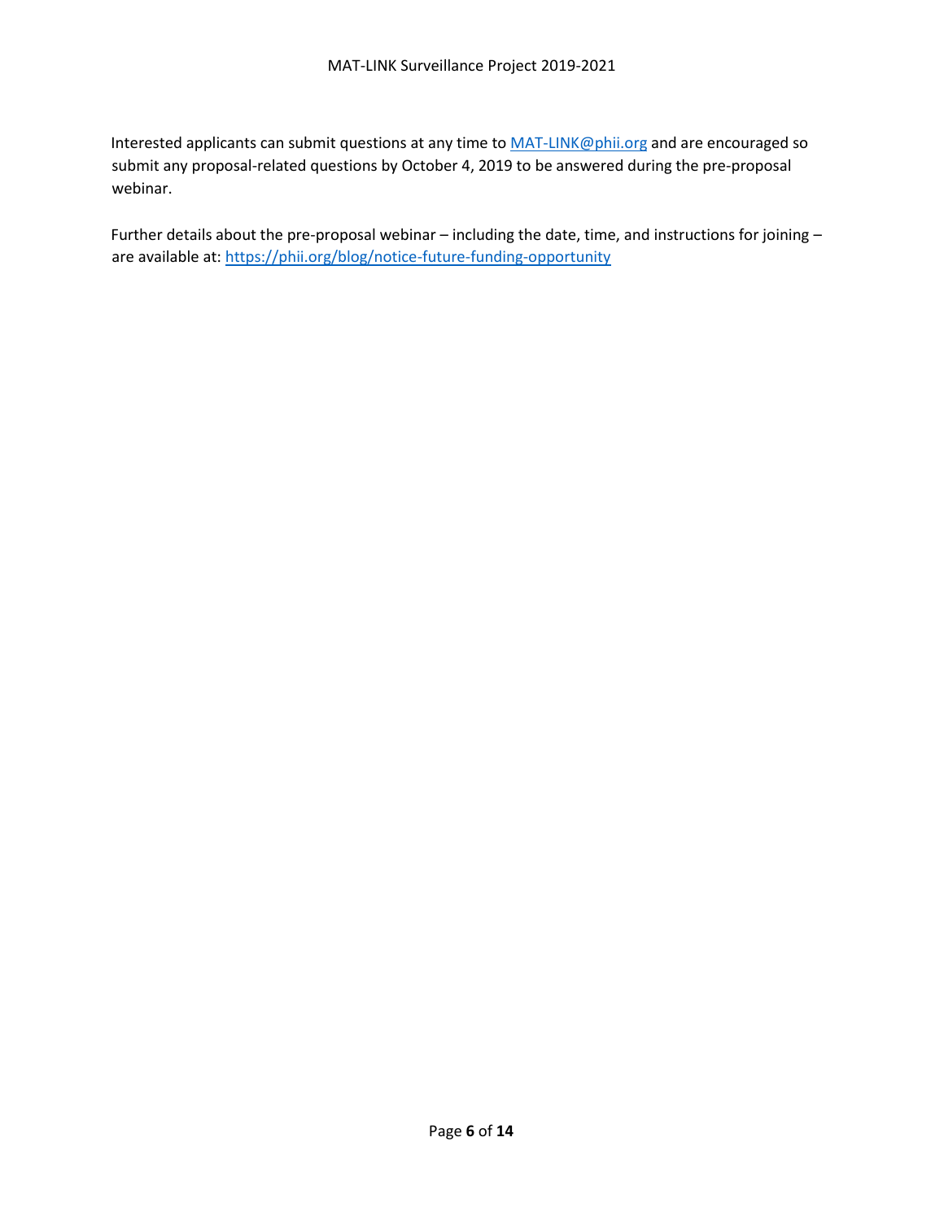Interested applicants can submit questions at any time to MAT-LINK@phii.org and are encouraged so submit any proposal-related questions by October 4, 2019 to be answered during the pre-proposal webinar.

Further details about the pre-proposal webinar – including the date, time, and instructions for joining – are available at: https://phii.org/blog/notice-future-funding-opportunity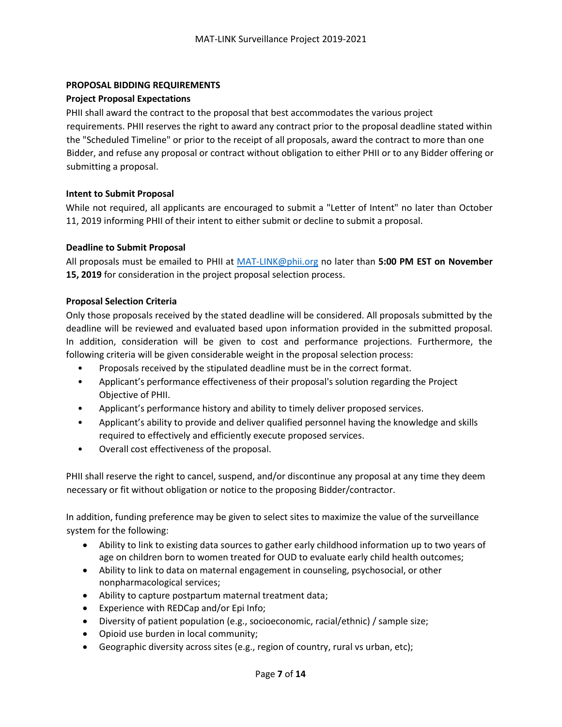**PROPOSAL BIDDING REQUIREMENTS**

**Project Proposal Expectations**

PHII shall award the contract to the proposal that best accommodates the various project requirements. PHII reserves the right to award any contract prior to the proposal deadline stated within the "Scheduled Timeline" or prior to the receipt of all proposals, award the contract to more than one Bidder, and refuse any proposal or contract without obligation to either PHII or to any Bidder offering or submitting a proposal.

**Intent to Submit Proposal**

While not required, all applicants are encouraged to submit a "Letter of Intent" no later than October 11, 2019 informing PHII of their intent to either submit or decline to submit a proposal.

**Deadline to Submit Proposal**

All proposals must be emailed to PHII at MAT-LINK@phii.org no later than **5:00 PM EST on November 15, 2019** for consideration in the project proposal selection process.

**Proposal Selection Criteria**

Only those proposals received by the stated deadline will be considered. All proposals submitted by the deadline will be reviewed and evaluated based upon information provided in the submitted proposal. In addition, consideration will be given to cost and performance projections. Furthermore, the following criteria will be given considerable weight in the proposal selection process:

- Proposals received by the stipulated deadline must be in the correct format.
- Applicant's performance effectiveness of their proposal's solution regarding the Project Objective of PHII.
- Applicant's performance history and ability to timely deliver proposed services.
- Applicant's ability to provide and deliver qualified personnel having the knowledge and skills required to effectively and efficiently execute proposed services.
- Overall cost effectiveness of the proposal.

PHII shall reserve the right to cancel, suspend, and/or discontinue any proposal at any time they deem necessary or fit without obligation or notice to the proposing Bidder/contractor.

In addition, funding preference may be given to select sites to maximize the value of the surveillance system for the following:

- Ability to link to existing data sources to gather early childhood information up to two years of age on children born to women treated for OUD to evaluate early child health outcomes;
- Ability to link to data on maternal engagement in counseling, psychosocial, or other nonpharmacological services;
- Ability to capture postpartum maternal treatment data;
- Experience with REDCap and/or Epi Info;
- Diversity of patient population (e.g., socioeconomic, racial/ethnic) / sample size;
- Opioid use burden in local community;
- Geographic diversity across sites (e.g., region of country, rural vs urban, etc);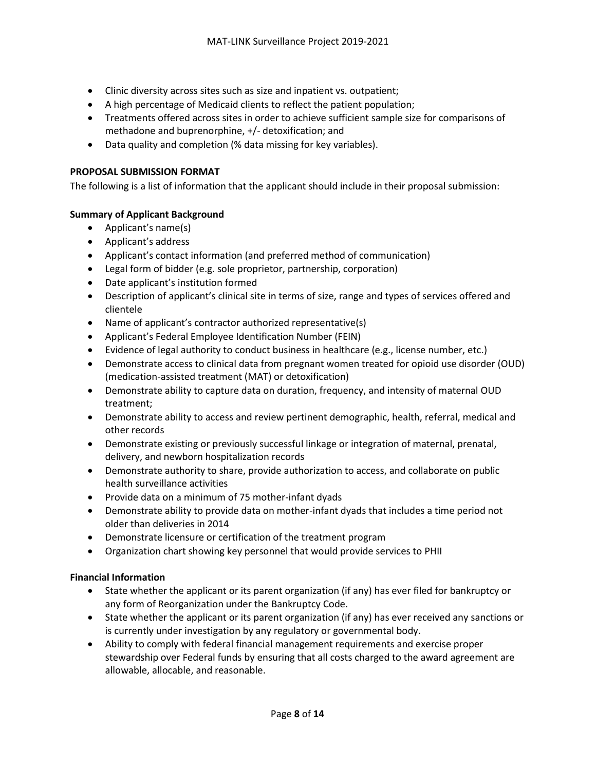- Clinic diversity across sites such as size and inpatient vs. outpatient;
- A high percentage of Medicaid clients to reflect the patient population;
- Treatments offered across sites in order to achieve sufficient sample size for comparisons of methadone and buprenorphine, +/- detoxification; and
- Data quality and completion (% data missing for key variables).

**PROPOSAL SUBMISSION FORMAT**

The following is a list of information that the applicant should include in their proposal submission:

**Summary of Applicant Background**

- Applicant's name(s)
- Applicant's address
- Applicant's contact information (and preferred method of communication)
- Legal form of bidder (e.g. sole proprietor, partnership, corporation)
- Date applicant's institution formed
- Description of applicant's clinical site in terms of size, range and types of services offered and clientele
- Name of applicant's contractor authorized representative(s)
- Applicant's Federal Employee Identification Number (FEIN)
- Evidence of legal authority to conduct business in healthcare (e.g., license number, etc.)
- Demonstrate access to clinical data from pregnant women treated for opioid use disorder (OUD) (medication-assisted treatment (MAT) or detoxification)
- Demonstrate ability to capture data on duration, frequency, and intensity of maternal OUD treatment;
- Demonstrate ability to access and review pertinent demographic, health, referral, medical and other records
- Demonstrate existing or previously successful linkage or integration of maternal, prenatal, delivery, and newborn hospitalization records
- Demonstrate authority to share, provide authorization to access, and collaborate on public health surveillance activities
- Provide data on a minimum of 75 mother-infant dyads
- Demonstrate ability to provide data on mother-infant dyads that includes a time period not older than deliveries in 2014
- Demonstrate licensure or certification of the treatment program
- Organization chart showing key personnel that would provide services to PHII

**Financial Information**

- State whether the applicant or its parent organization (if any) has ever filed for bankruptcy or any form of Reorganization under the Bankruptcy Code.
- State whether the applicant or its parent organization (if any) has ever received any sanctions or is currently under investigation by any regulatory or governmental body.
- Ability to comply with federal financial management requirements and exercise proper stewardship over Federal funds by ensuring that all costs charged to the award agreement are allowable, allocable, and reasonable.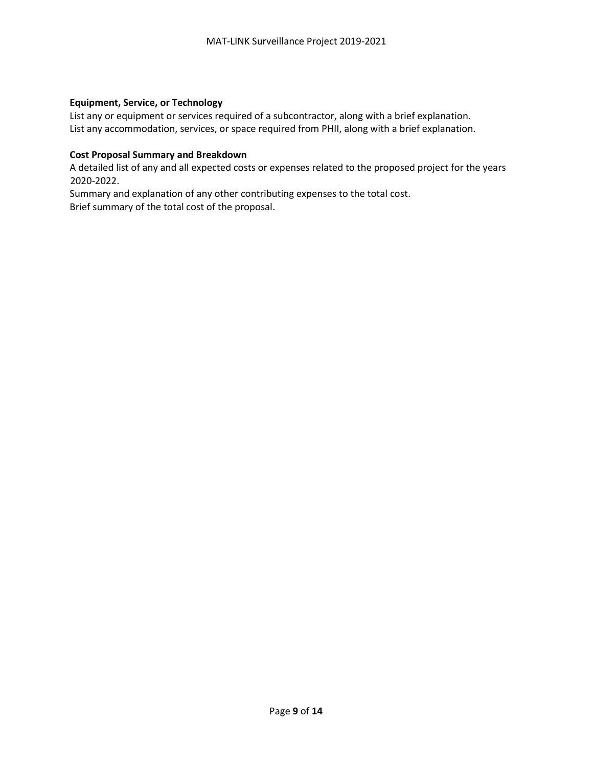**Equipment, Service, or Technology**

List any or equipment or services required of a subcontractor, along with a brief explanation.
List any accommodation, services, or space required from PHII, along with a brief explanation.

**Cost Proposal Summary and Breakdown**

A detailed list of any and all expected costs or expenses related to the proposed project for the years 2020-2022.
Summary and explanation of any other contributing expenses to the total cost.
Brief summary of the total cost of the proposal.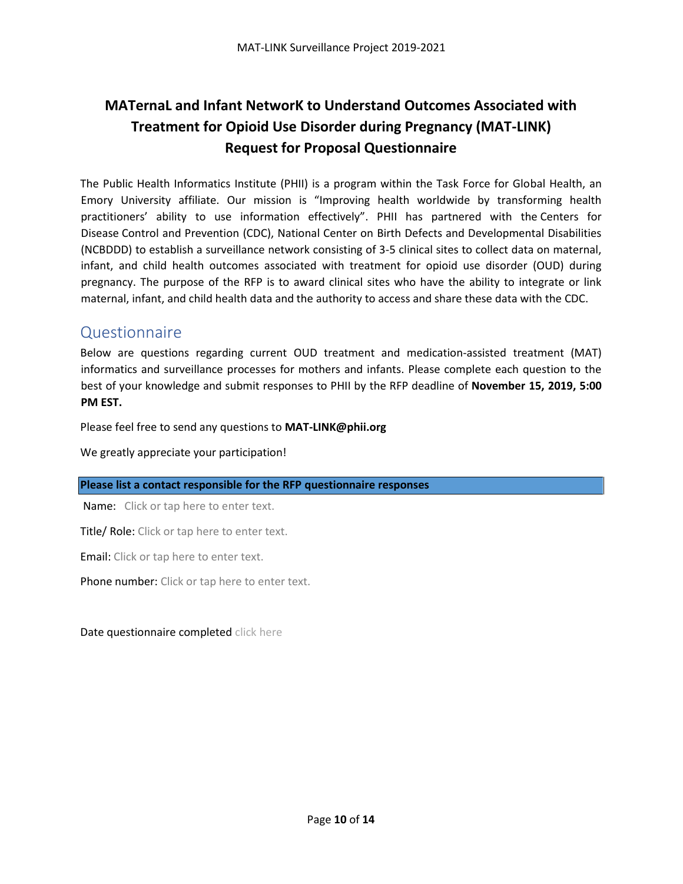# MATernaL and Infant NetworK to Understand Outcomes Associated with Treatment for Opioid Use Disorder during Pregnancy (MAT-LINK) Request for Proposal Questionnaire

The Public Health Informatics Institute (PHII) is a program within the Task Force for Global Health, an Emory University affiliate. Our mission is "Improving health worldwide by transforming health practitioners' ability to use information effectively". PHII has partnered with the Centers for Disease Control and Prevention (CDC), National Center on Birth Defects and Developmental Disabilities (NCBDDD) to establish a surveillance network consisting of 3-5 clinical sites to collect data on maternal, infant, and child health outcomes associated with treatment for opioid use disorder (OUD) during pregnancy. The purpose of the RFP is to award clinical sites who have the ability to integrate or link maternal, infant, and child health data and the authority to access and share these data with the CDC.

## Questionnaire

Below are questions regarding current OUD treatment and medication-assisted treatment (MAT) informatics and surveillance processes for mothers and infants. Please complete each question to the best of your knowledge and submit responses to PHII by the RFP deadline of **November 15, 2019, 5:00 PM EST.**

Please feel free to send any questions to **MAT-LINK@phii.org**

We greatly appreciate your participation!

**Please list a contact responsible for the RFP questionnaire responses**

Name: Click or tap here to enter text.

Title/ Role: Click or tap here to enter text.

Email: Click or tap here to enter text.

Phone number: Click or tap here to enter text.

Date questionnaire completed click here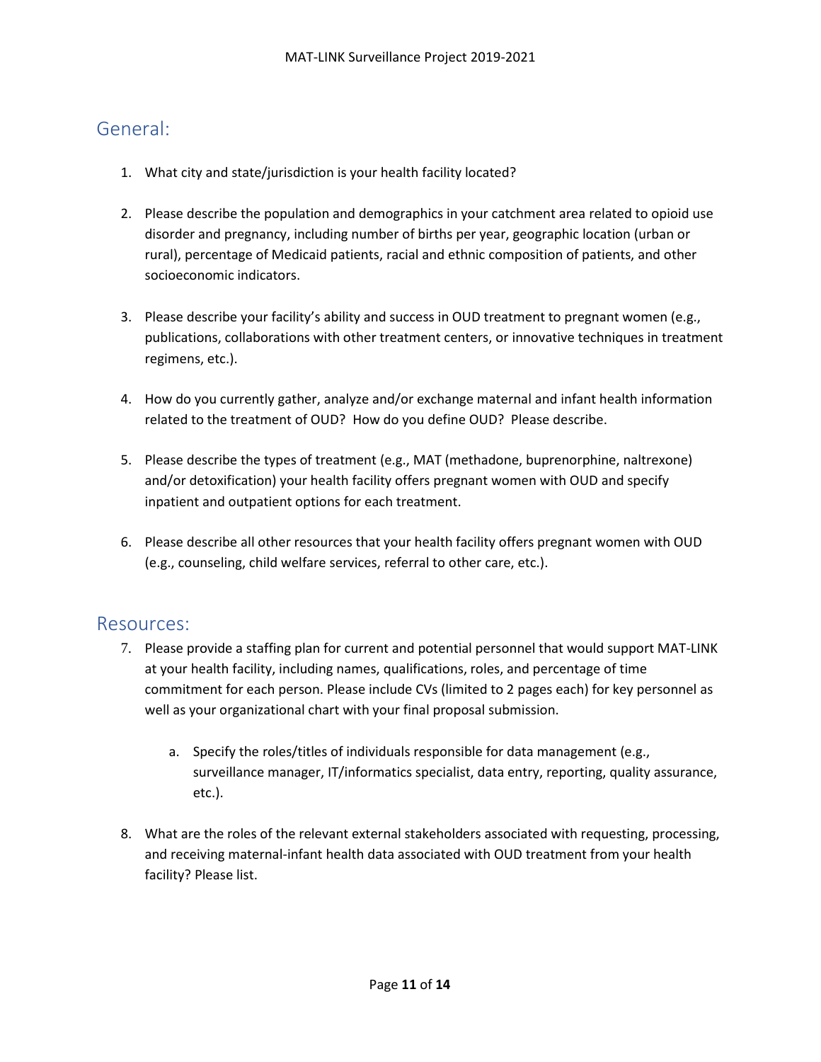## General:

1. What city and state/jurisdiction is your health facility located?

2. Please describe the population and demographics in your catchment area related to opioid use disorder and pregnancy, including number of births per year, geographic location (urban or rural), percentage of Medicaid patients, racial and ethnic composition of patients, and other socioeconomic indicators.

3. Please describe your facility's ability and success in OUD treatment to pregnant women (e.g., publications, collaborations with other treatment centers, or innovative techniques in treatment regimens, etc.).

4. How do you currently gather, analyze and/or exchange maternal and infant health information related to the treatment of OUD? How do you define OUD? Please describe.

5. Please describe the types of treatment (e.g., MAT (methadone, buprenorphine, naltrexone) and/or detoxification) your health facility offers pregnant women with OUD and specify inpatient and outpatient options for each treatment.

6. Please describe all other resources that your health facility offers pregnant women with OUD (e.g., counseling, child welfare services, referral to other care, etc.).

## Resources:

7. Please provide a staffing plan for current and potential personnel that would support MAT-LINK at your health facility, including names, qualifications, roles, and percentage of time commitment for each person. Please include CVs (limited to 2 pages each) for key personnel as well as your organizational chart with your final proposal submission.

    a. Specify the roles/titles of individuals responsible for data management (e.g., surveillance manager, IT/informatics specialist, data entry, reporting, quality assurance, etc.).

8. What are the roles of the relevant external stakeholders associated with requesting, processing, and receiving maternal-infant health data associated with OUD treatment from your health facility? Please list.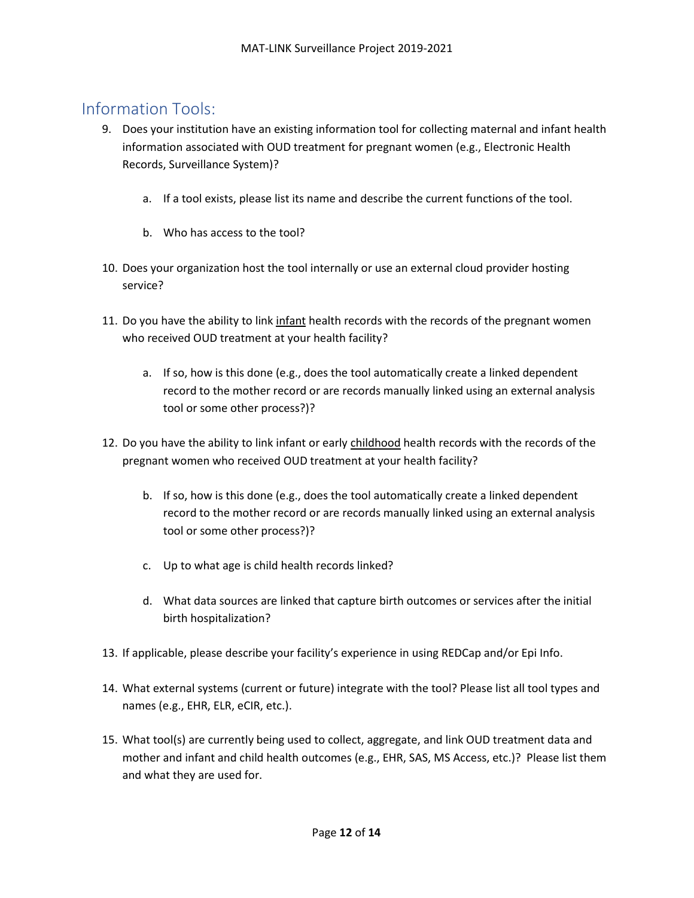## Information Tools:

9. Does your institution have an existing information tool for collecting maternal and infant health information associated with OUD treatment for pregnant women (e.g., Electronic Health Records, Surveillance System)?

    a. If a tool exists, please list its name and describe the current functions of the tool.

    b. Who has access to the tool?

10. Does your organization host the tool internally or use an external cloud provider hosting service?

11. Do you have the ability to link <u>infant</u> health records with the records of the pregnant women who received OUD treatment at your health facility?

    a. If so, how is this done (e.g., does the tool automatically create a linked dependent record to the mother record or are records manually linked using an external analysis tool or some other process?)?

12. Do you have the ability to link infant or early <u>childhood</u> health records with the records of the pregnant women who received OUD treatment at your health facility?

    b. If so, how is this done (e.g., does the tool automatically create a linked dependent record to the mother record or are records manually linked using an external analysis tool or some other process?)?

    c. Up to what age is child health records linked?

    d. What data sources are linked that capture birth outcomes or services after the initial birth hospitalization?

13. If applicable, please describe your facility's experience in using REDCap and/or Epi Info.

14. What external systems (current or future) integrate with the tool? Please list all tool types and names (e.g., EHR, ELR, eCIR, etc.).

15. What tool(s) are currently being used to collect, aggregate, and link OUD treatment data and mother and infant and child health outcomes (e.g., EHR, SAS, MS Access, etc.)? Please list them and what they are used for.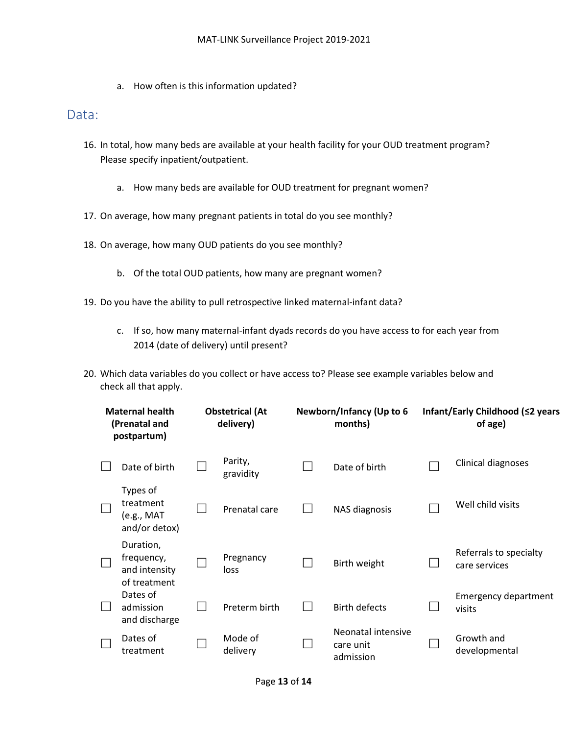a. How often is this information updated?

## Data:

16. In total, how many beds are available at your health facility for your OUD treatment program? Please specify inpatient/outpatient.

    a. How many beds are available for OUD treatment for pregnant women?

17. On average, how many pregnant patients in total do you see monthly?

18. On average, how many OUD patients do you see monthly?

    b. Of the total OUD patients, how many are pregnant women?

19. Do you have the ability to pull retrospective linked maternal-infant data?

    c. If so, how many maternal-infant dyads records do you have access to for each year from 2014 (date of delivery) until present?

20. Which data variables do you collect or have access to? Please see example variables below and check all that apply.

| Maternal health (Prenatal and postpartum) | Obstetrical (At delivery) | Newborn/Infancy (Up to 6 months) | Infant/Early Childhood (≤2 years of age) |
|---|---|---|---|
| ☐ Date of birth | ☐ Parity, gravidity | ☐ Date of birth | ☐ Clinical diagnoses |
| ☐ Types of treatment (e.g., MAT and/or detox) | ☐ Prenatal care | ☐ NAS diagnosis | ☐ Well child visits |
| ☐ Duration, frequency, and intensity of treatment | ☐ Pregnancy loss | ☐ Birth weight | ☐ Referrals to specialty care services |
| ☐ Dates of admission and discharge | ☐ Preterm birth | ☐ Birth defects | ☐ Emergency department visits |
| ☐ Dates of treatment | ☐ Mode of delivery | ☐ Neonatal intensive care unit admission | ☐ Growth and developmental |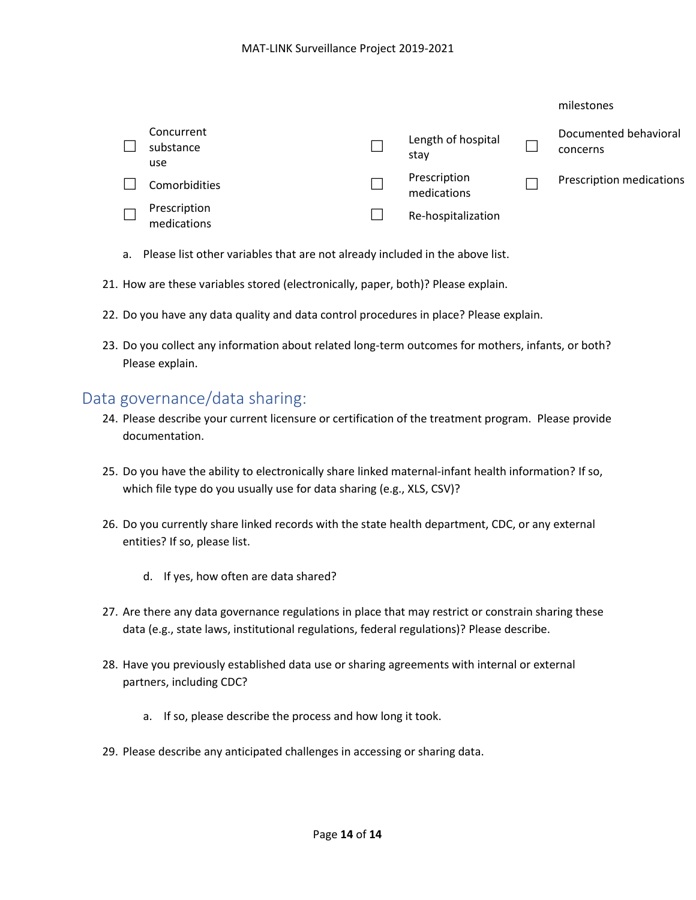| | | |
|---|---|---|
| | | milestones |
| ☐ Concurrent substance use | ☐ Length of hospital stay | ☐ Documented behavioral concerns |
| ☐ Comorbidities | ☐ Prescription medications | ☐ Prescription medications |
| ☐ Prescription medications | ☐ Re-hospitalization | |

a. Please list other variables that are not already included in the above list.

21. How are these variables stored (electronically, paper, both)? Please explain.
22. Do you have any data quality and data control procedures in place? Please explain.
23. Do you collect any information about related long-term outcomes for mothers, infants, or both? Please explain.

## Data governance/data sharing:

24. Please describe your current licensure or certification of the treatment program. Please provide documentation.
25. Do you have the ability to electronically share linked maternal-infant health information? If so, which file type do you usually use for data sharing (e.g., XLS, CSV)?
26. Do you currently share linked records with the state health department, CDC, or any external entities? If so, please list.
    d. If yes, how often are data shared?
27. Are there any data governance regulations in place that may restrict or constrain sharing these data (e.g., state laws, institutional regulations, federal regulations)? Please describe.
28. Have you previously established data use or sharing agreements with internal or external partners, including CDC?
    a. If so, please describe the process and how long it took.
29. Please describe any anticipated challenges in accessing or sharing data.